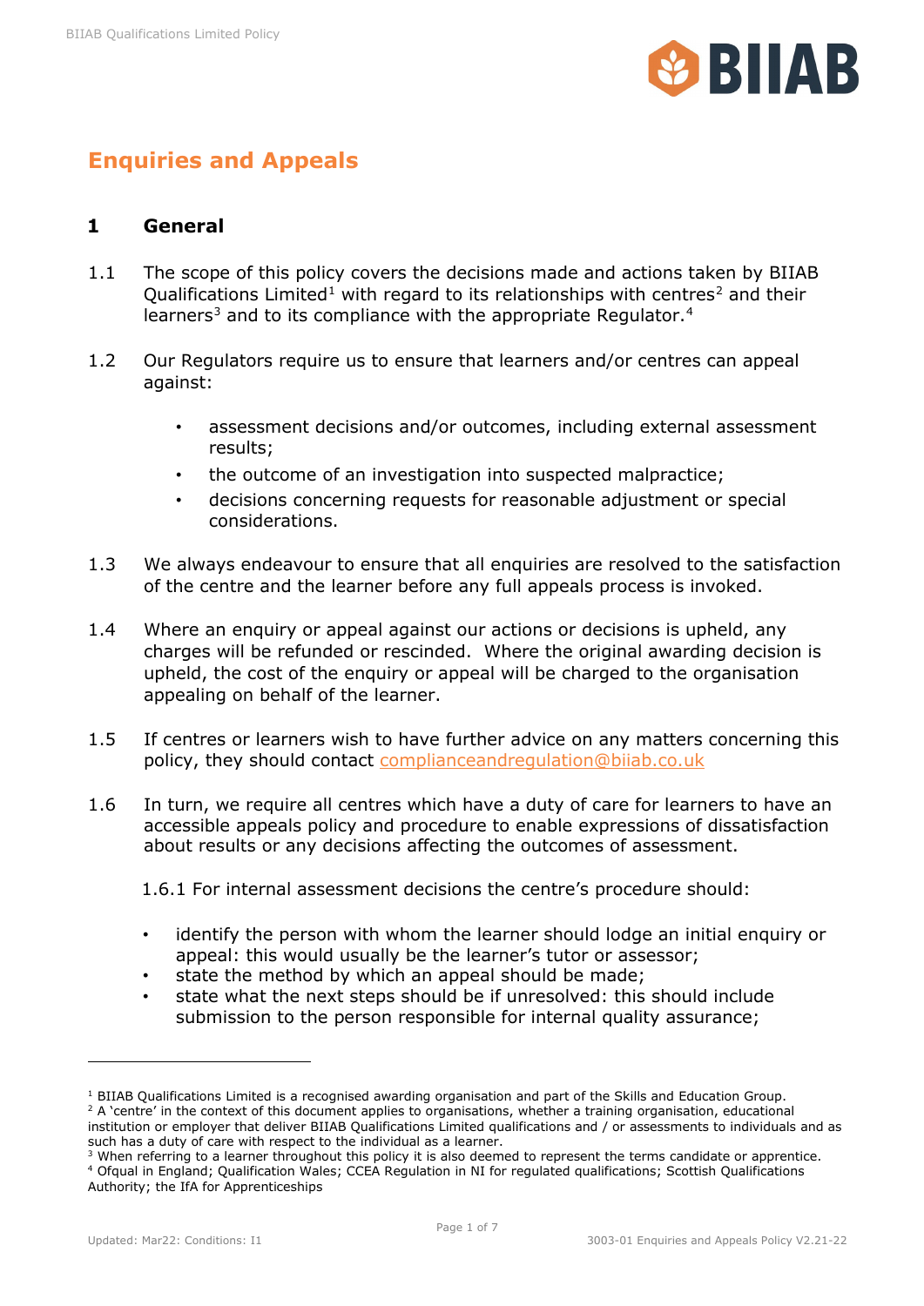# Enquiries and Appeals

## 1 General

1.1 The scope of this policy covers the decisions made and actions taken by BIIAB Qualifications Limited[1] with regard to its relationships with centres[2] and their learners[3] and to its compliance with the appropriate Regulator.[4]

1.2 Our Regulators require us to ensure that learners and/or centres can appeal against:

- assessment decisions and/or outcomes, including external assessment results;
- the outcome of an investigation into suspected malpractice;
- decisions concerning requests for reasonable adjustment or special considerations.

1.3 We always endeavour to ensure that all enquiries are resolved to the satisfaction of the centre and the learner before any full appeals process is invoked.

1.4 Where an enquiry or appeal against our actions or decisions is upheld, any charges will be refunded or rescinded. Where the original awarding decision is upheld, the cost of the enquiry or appeal will be charged to the organisation appealing on behalf of the learner.

1.5 If centres or learners wish to have further advice on any matters concerning this policy, they should contact complianceandregulation@biiab.co.uk

1.6 In turn, we require all centres which have a duty of care for learners to have an accessible appeals policy and procedure to enable expressions of dissatisfaction about results or any decisions affecting the outcomes of assessment.

1.6.1 For internal assessment decisions the centre's procedure should:

- identify the person with whom the learner should lodge an initial enquiry or appeal: this would usually be the learner's tutor or assessor;
- state the method by which an appeal should be made;
- state what the next steps should be if unresolved: this should include submission to the person responsible for internal quality assurance;

---

[1] BIIAB Qualifications Limited is a recognised awarding organisation and part of the Skills and Education Group.

[2] A 'centre' in the context of this document applies to organisations, whether a training organisation, educational institution or employer that deliver BIIAB Qualifications Limited qualifications and / or assessments to individuals and as such has a duty of care with respect to the individual as a learner.

[3] When referring to a learner throughout this policy it is also deemed to represent the terms candidate or apprentice.

[4] Ofqual in England; Qualification Wales; CCEA Regulation in NI for regulated qualifications; Scottish Qualifications Authority; the IfA for Apprenticeships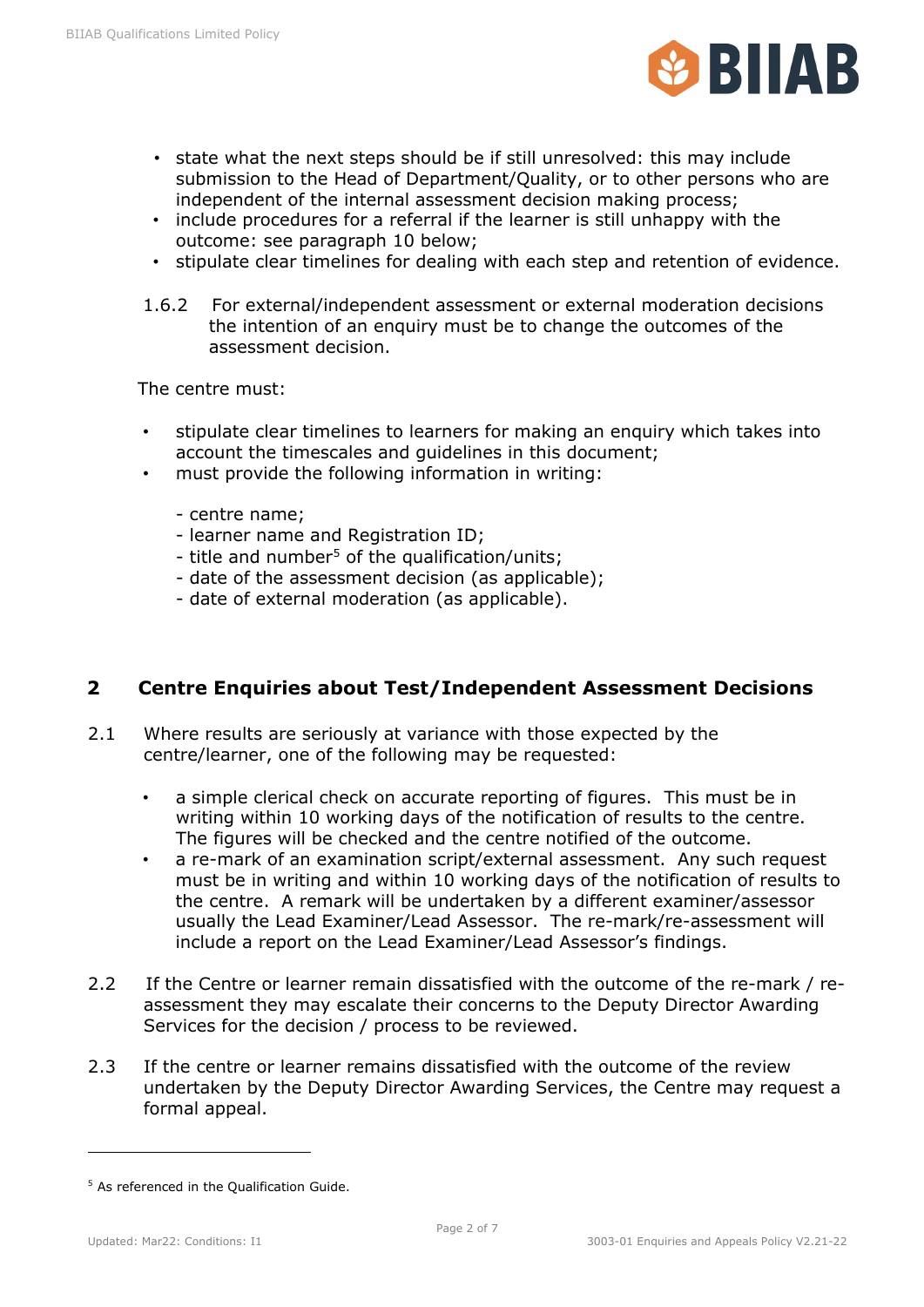- state what the next steps should be if still unresolved: this may include submission to the Head of Department/Quality, or to other persons who are independent of the internal assessment decision making process;
- include procedures for a referral if the learner is still unhappy with the outcome: see paragraph 10 below;
- stipulate clear timelines for dealing with each step and retention of evidence.

1.6.2 For external/independent assessment or external moderation decisions the intention of an enquiry must be to change the outcomes of the assessment decision.

The centre must:

- stipulate clear timelines to learners for making an enquiry which takes into account the timescales and guidelines in this document;
- must provide the following information in writing:

  - centre name;
  - learner name and Registration ID;
  - title and number[5] of the qualification/units;
  - date of the assessment decision (as applicable);
  - date of external moderation (as applicable).

## 2 Centre Enquiries about Test/Independent Assessment Decisions

2.1 Where results are seriously at variance with those expected by the centre/learner, one of the following may be requested:

- a simple clerical check on accurate reporting of figures. This must be in writing within 10 working days of the notification of results to the centre. The figures will be checked and the centre notified of the outcome.
- a re-mark of an examination script/external assessment. Any such request must be in writing and within 10 working days of the notification of results to the centre. A remark will be undertaken by a different examiner/assessor usually the Lead Examiner/Lead Assessor. The re-mark/re-assessment will include a report on the Lead Examiner/Lead Assessor's findings.

2.2 If the Centre or learner remain dissatisfied with the outcome of the re-mark / re-assessment they may escalate their concerns to the Deputy Director Awarding Services for the decision / process to be reviewed.

2.3 If the centre or learner remains dissatisfied with the outcome of the review undertaken by the Deputy Director Awarding Services, the Centre may request a formal appeal.

---

[5] As referenced in the Qualification Guide.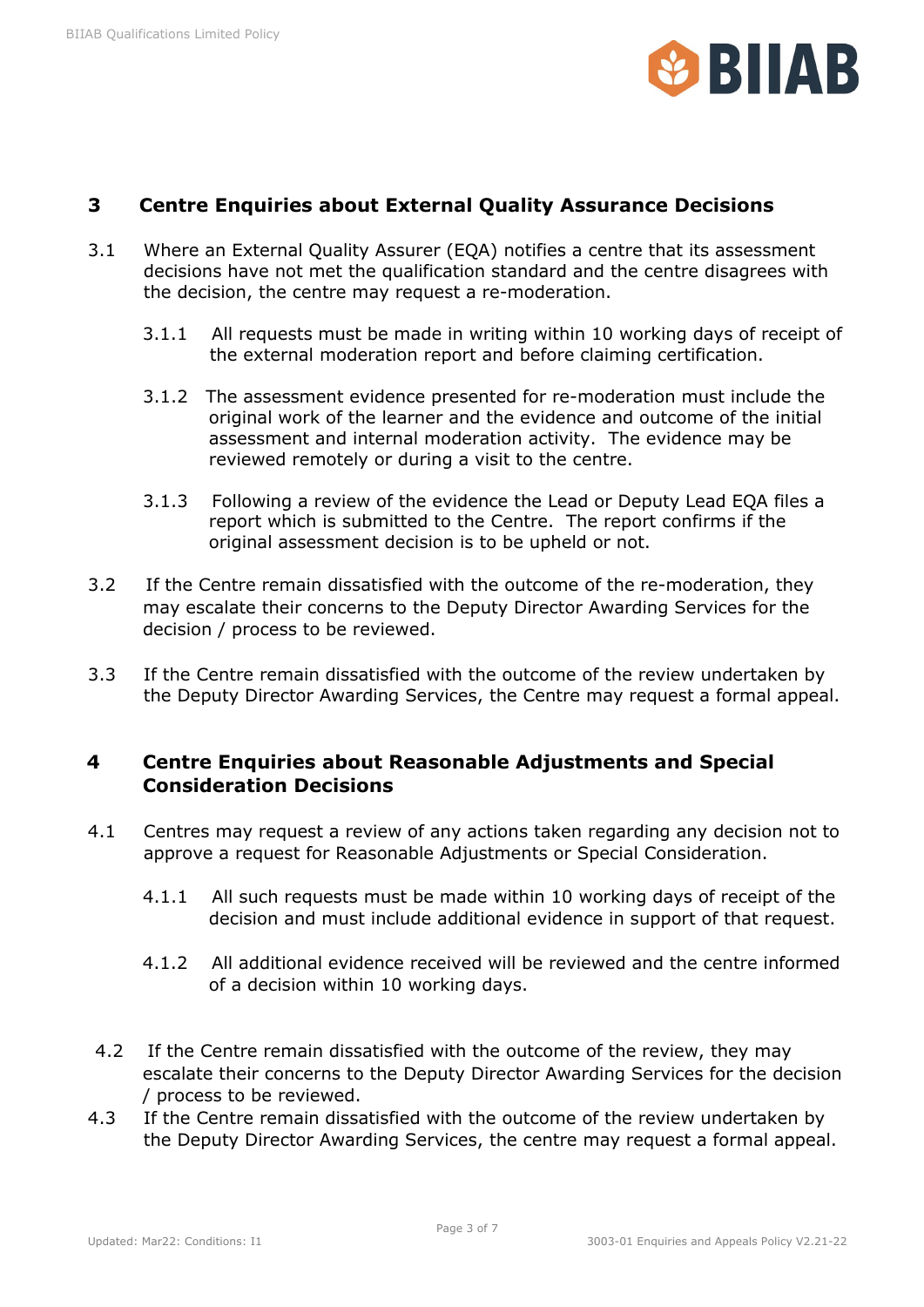## 3 Centre Enquiries about External Quality Assurance Decisions

3.1 Where an External Quality Assurer (EQA) notifies a centre that its assessment decisions have not met the qualification standard and the centre disagrees with the decision, the centre may request a re-moderation.

3.1.1 All requests must be made in writing within 10 working days of receipt of the external moderation report and before claiming certification.

3.1.2 The assessment evidence presented for re-moderation must include the original work of the learner and the evidence and outcome of the initial assessment and internal moderation activity. The evidence may be reviewed remotely or during a visit to the centre.

3.1.3 Following a review of the evidence the Lead or Deputy Lead EQA files a report which is submitted to the Centre. The report confirms if the original assessment decision is to be upheld or not.

3.2 If the Centre remain dissatisfied with the outcome of the re-moderation, they may escalate their concerns to the Deputy Director Awarding Services for the decision / process to be reviewed.

3.3 If the Centre remain dissatisfied with the outcome of the review undertaken by the Deputy Director Awarding Services, the Centre may request a formal appeal.

## 4 Centre Enquiries about Reasonable Adjustments and Special Consideration Decisions

4.1 Centres may request a review of any actions taken regarding any decision not to approve a request for Reasonable Adjustments or Special Consideration.

4.1.1 All such requests must be made within 10 working days of receipt of the decision and must include additional evidence in support of that request.

4.1.2 All additional evidence received will be reviewed and the centre informed of a decision within 10 working days.

4.2 If the Centre remain dissatisfied with the outcome of the review, they may escalate their concerns to the Deputy Director Awarding Services for the decision / process to be reviewed.

4.3 If the Centre remain dissatisfied with the outcome of the review undertaken by the Deputy Director Awarding Services, the centre may request a formal appeal.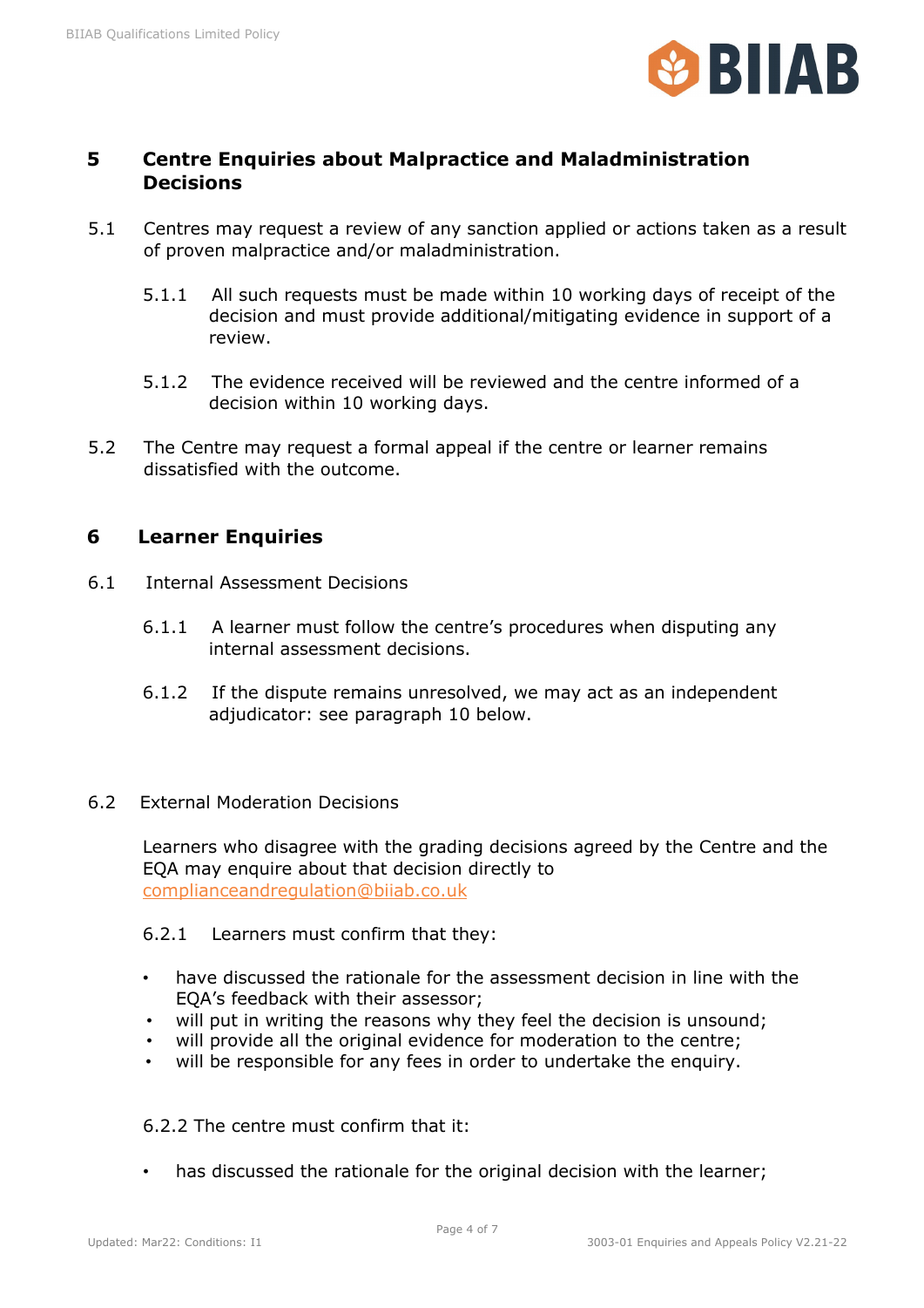## 5 Centre Enquiries about Malpractice and Maladministration Decisions

5.1 Centres may request a review of any sanction applied or actions taken as a result of proven malpractice and/or maladministration.

5.1.1 All such requests must be made within 10 working days of receipt of the decision and must provide additional/mitigating evidence in support of a review.

5.1.2 The evidence received will be reviewed and the centre informed of a decision within 10 working days.

5.2 The Centre may request a formal appeal if the centre or learner remains dissatisfied with the outcome.

## 6 Learner Enquiries

6.1 Internal Assessment Decisions

6.1.1 A learner must follow the centre's procedures when disputing any internal assessment decisions.

6.1.2 If the dispute remains unresolved, we may act as an independent adjudicator: see paragraph 10 below.

6.2 External Moderation Decisions

Learners who disagree with the grading decisions agreed by the Centre and the EQA may enquire about that decision directly to complianceandregulation@biiab.co.uk

6.2.1 Learners must confirm that they:

- have discussed the rationale for the assessment decision in line with the EQA's feedback with their assessor;
- will put in writing the reasons why they feel the decision is unsound;
- will provide all the original evidence for moderation to the centre;
- will be responsible for any fees in order to undertake the enquiry.

6.2.2 The centre must confirm that it:

- has discussed the rationale for the original decision with the learner;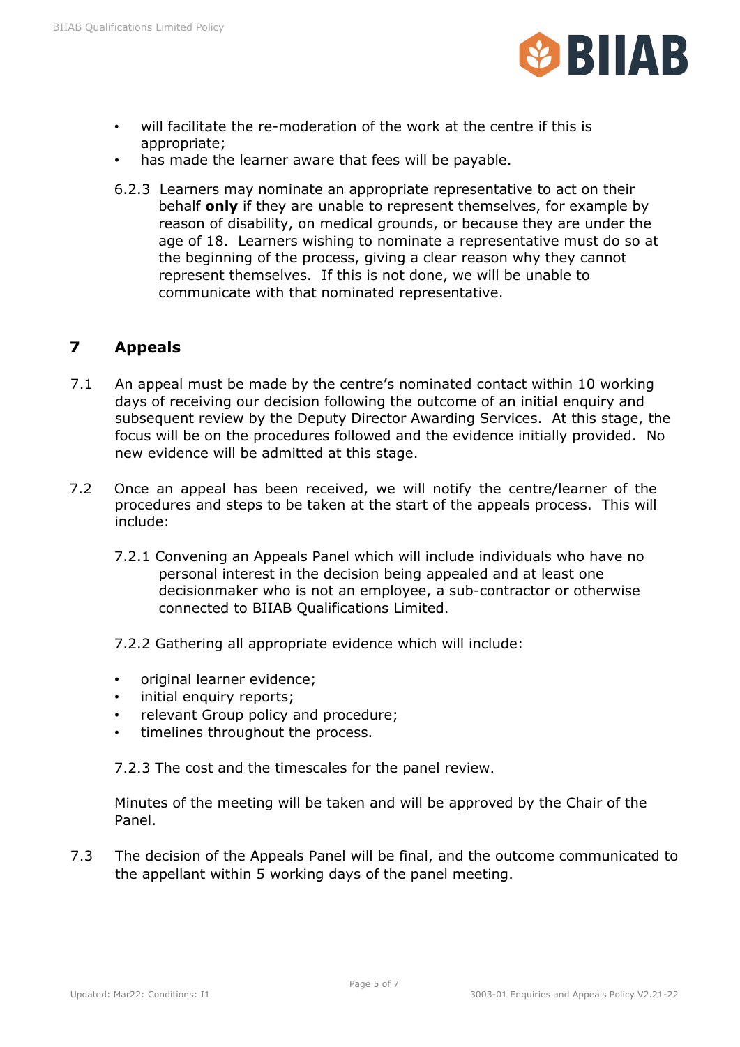- will facilitate the re-moderation of the work at the centre if this is appropriate;
- has made the learner aware that fees will be payable.

6.2.3 Learners may nominate an appropriate representative to act on their behalf **only** if they are unable to represent themselves, for example by reason of disability, on medical grounds, or because they are under the age of 18. Learners wishing to nominate a representative must do so at the beginning of the process, giving a clear reason why they cannot represent themselves. If this is not done, we will be unable to communicate with that nominated representative.

## 7 Appeals

7.1 An appeal must be made by the centre's nominated contact within 10 working days of receiving our decision following the outcome of an initial enquiry and subsequent review by the Deputy Director Awarding Services. At this stage, the focus will be on the procedures followed and the evidence initially provided. No new evidence will be admitted at this stage.

7.2 Once an appeal has been received, we will notify the centre/learner of the procedures and steps to be taken at the start of the appeals process. This will include:

7.2.1 Convening an Appeals Panel which will include individuals who have no personal interest in the decision being appealed and at least one decisionmaker who is not an employee, a sub-contractor or otherwise connected to BIIAB Qualifications Limited.

7.2.2 Gathering all appropriate evidence which will include:

- original learner evidence;
- initial enquiry reports;
- relevant Group policy and procedure;
- timelines throughout the process.

7.2.3 The cost and the timescales for the panel review.

Minutes of the meeting will be taken and will be approved by the Chair of the Panel.

7.3 The decision of the Appeals Panel will be final, and the outcome communicated to the appellant within 5 working days of the panel meeting.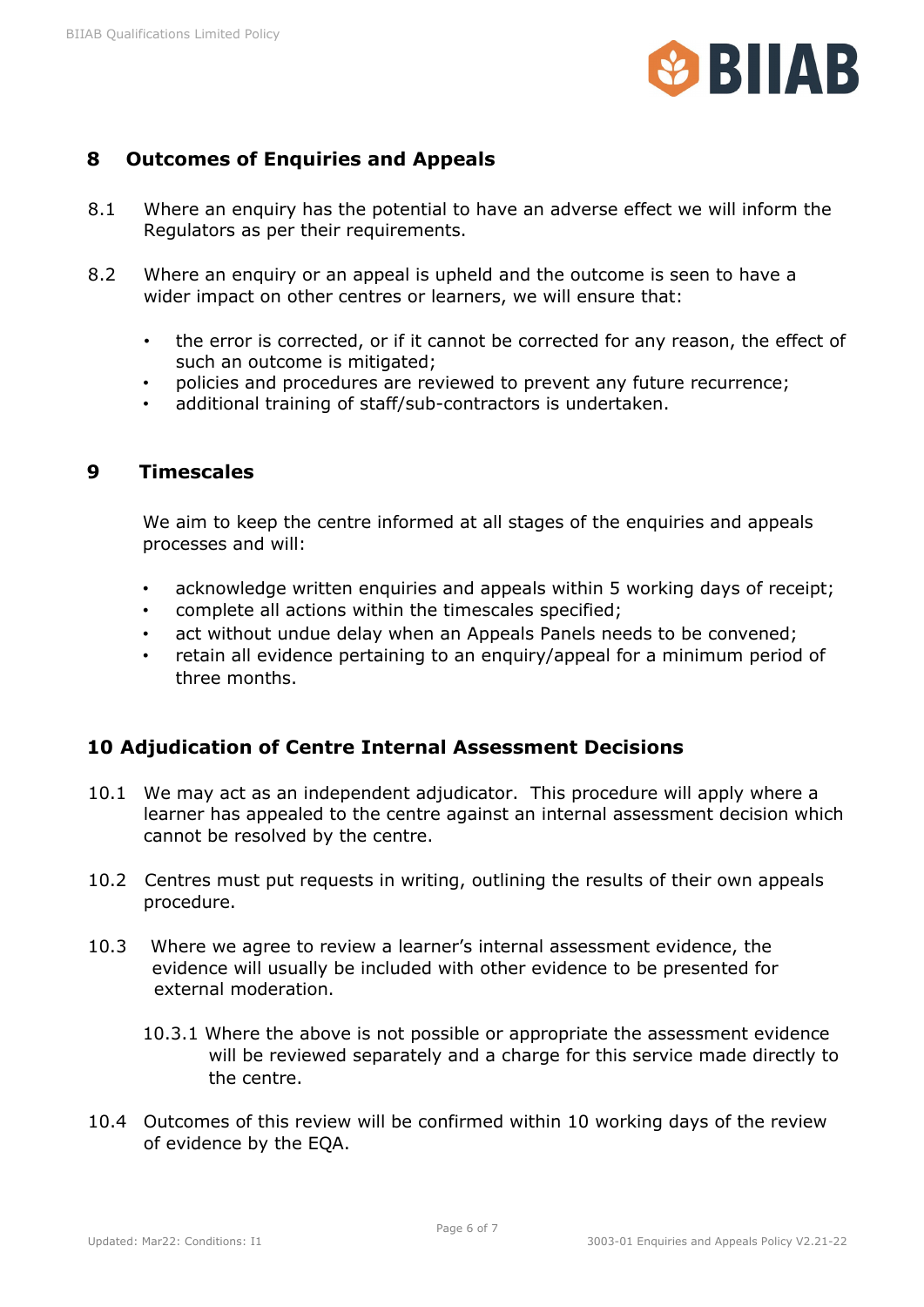## 8 Outcomes of Enquiries and Appeals

8.1 Where an enquiry has the potential to have an adverse effect we will inform the Regulators as per their requirements.

8.2 Where an enquiry or an appeal is upheld and the outcome is seen to have a wider impact on other centres or learners, we will ensure that:

- the error is corrected, or if it cannot be corrected for any reason, the effect of such an outcome is mitigated;
- policies and procedures are reviewed to prevent any future recurrence;
- additional training of staff/sub-contractors is undertaken.

## 9 Timescales

We aim to keep the centre informed at all stages of the enquiries and appeals processes and will:

- acknowledge written enquiries and appeals within 5 working days of receipt;
- complete all actions within the timescales specified;
- act without undue delay when an Appeals Panels needs to be convened;
- retain all evidence pertaining to an enquiry/appeal for a minimum period of three months.

## 10 Adjudication of Centre Internal Assessment Decisions

10.1 We may act as an independent adjudicator. This procedure will apply where a learner has appealed to the centre against an internal assessment decision which cannot be resolved by the centre.

10.2 Centres must put requests in writing, outlining the results of their own appeals procedure.

10.3 Where we agree to review a learner's internal assessment evidence, the evidence will usually be included with other evidence to be presented for external moderation.

10.3.1 Where the above is not possible or appropriate the assessment evidence will be reviewed separately and a charge for this service made directly to the centre.

10.4 Outcomes of this review will be confirmed within 10 working days of the review of evidence by the EQA.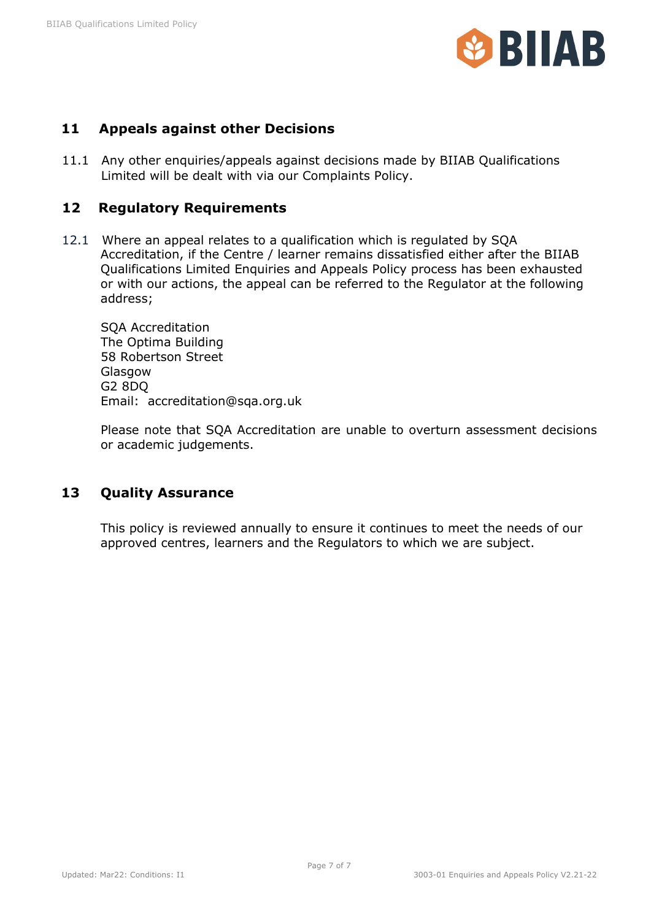## 11 Appeals against other Decisions

11.1 Any other enquiries/appeals against decisions made by BIIAB Qualifications Limited will be dealt with via our Complaints Policy.

## 12 Regulatory Requirements

12.1 Where an appeal relates to a qualification which is regulated by SQA Accreditation, if the Centre / learner remains dissatisfied either after the BIIAB Qualifications Limited Enquiries and Appeals Policy process has been exhausted or with our actions, the appeal can be referred to the Regulator at the following address;

SQA Accreditation
The Optima Building
58 Robertson Street
Glasgow
G2 8DQ
Email: accreditation@sqa.org.uk

Please note that SQA Accreditation are unable to overturn assessment decisions or academic judgements.

## 13 Quality Assurance

This policy is reviewed annually to ensure it continues to meet the needs of our approved centres, learners and the Regulators to which we are subject.